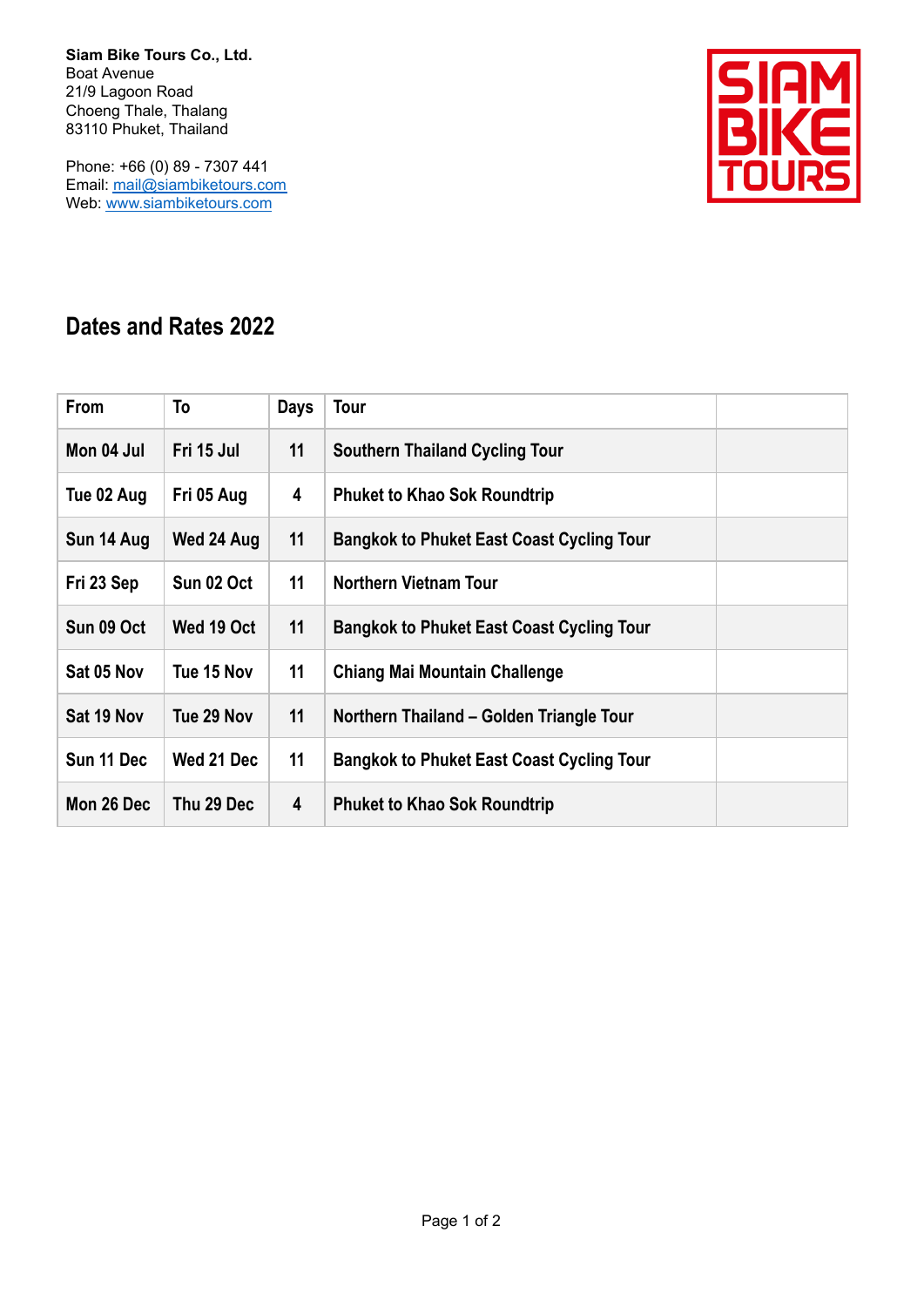**Siam Bike Tours Co., Ltd.**
Boat Avenue
21/9 Lagoon Road
Choeng Thale, Thalang
83110 Phuket, Thailand

Phone: +66 (0) 89 - 7307 441
Email: mail@siambiketours.com
Web: www.siambiketours.com

## Dates and Rates 2022

| From | To | Days | Tour | |
|---|---|---|---|---|
| Mon 04 Jul | Fri 15 Jul | 11 | Southern Thailand Cycling Tour | |
| Tue 02 Aug | Fri 05 Aug | 4 | Phuket to Khao Sok Roundtrip | |
| Sun 14 Aug | Wed 24 Aug | 11 | Bangkok to Phuket East Coast Cycling Tour | |
| Fri 23 Sep | Sun 02 Oct | 11 | Northern Vietnam Tour | |
| Sun 09 Oct | Wed 19 Oct | 11 | Bangkok to Phuket East Coast Cycling Tour | |
| Sat 05 Nov | Tue 15 Nov | 11 | Chiang Mai Mountain Challenge | |
| Sat 19 Nov | Tue 29 Nov | 11 | Northern Thailand – Golden Triangle Tour | |
| Sun 11 Dec | Wed 21 Dec | 11 | Bangkok to Phuket East Coast Cycling Tour | |
| Mon 26 Dec | Thu 29 Dec | 4 | Phuket to Khao Sok Roundtrip | |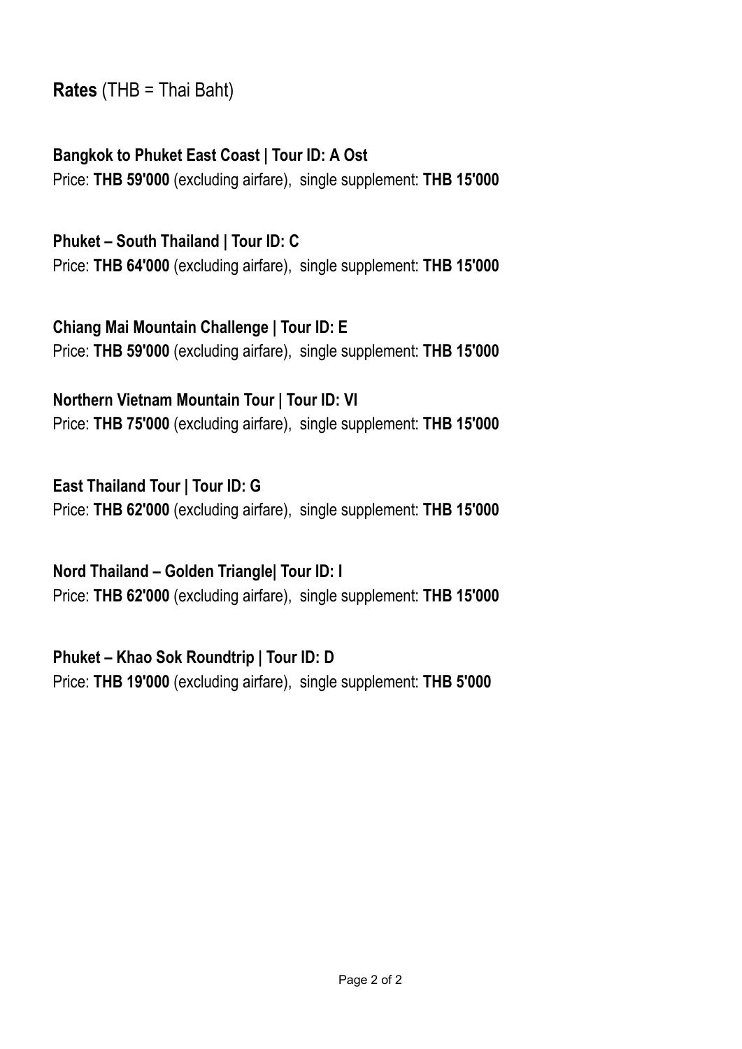**Rates** (THB = Thai Baht)

**Bangkok to Phuket East Coast | Tour ID: A Ost**
Price: **THB 59'000** (excluding airfare), single supplement: **THB 15'000**

**Phuket – South Thailand | Tour ID: C**
Price: **THB 64'000** (excluding airfare), single supplement: **THB 15'000**

**Chiang Mai Mountain Challenge | Tour ID: E**
Price: **THB 59'000** (excluding airfare), single supplement: **THB 15'000**

**Northern Vietnam Mountain Tour | Tour ID: VI**
Price: **THB 75'000** (excluding airfare), single supplement: **THB 15'000**

**East Thailand Tour | Tour ID: G**
Price: **THB 62'000** (excluding airfare), single supplement: **THB 15'000**

**Nord Thailand – Golden Triangle| Tour ID: I**
Price: **THB 62'000** (excluding airfare), single supplement: **THB 15'000**

**Phuket – Khao Sok Roundtrip | Tour ID: D**
Price: **THB 19'000** (excluding airfare), single supplement: **THB 5'000**